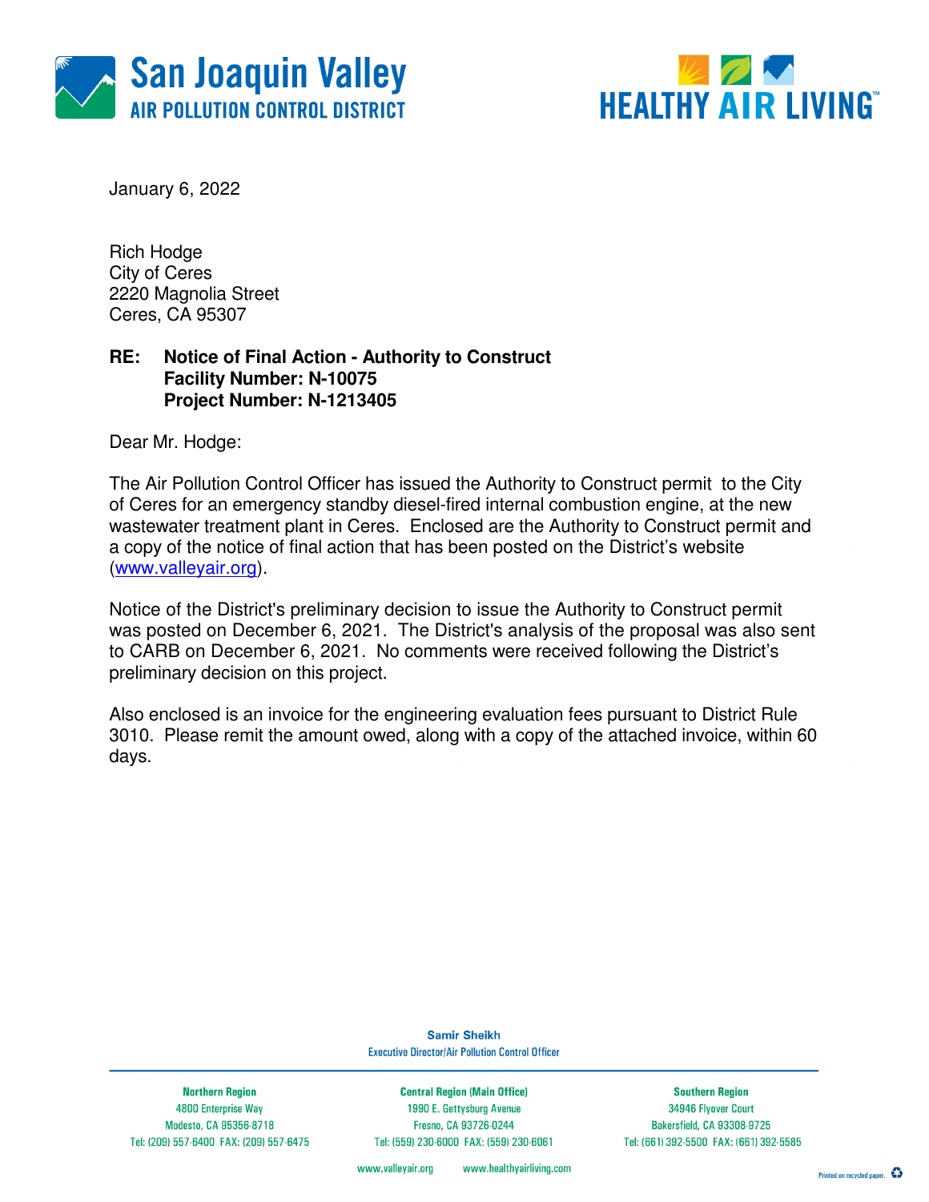San Joaquin Valley
AIR POLLUTION CONTROL DISTRICT

HEALTHY AIR LIVING™

January 6, 2022

Rich Hodge
City of Ceres
2220 Magnolia Street
Ceres, CA 95307

**RE: Notice of Final Action - Authority to Construct**
**Facility Number: N-10075**
**Project Number: N-1213405**

Dear Mr. Hodge:

The Air Pollution Control Officer has issued the Authority to Construct permit to the City of Ceres for an emergency standby diesel-fired internal combustion engine, at the new wastewater treatment plant in Ceres. Enclosed are the Authority to Construct permit and a copy of the notice of final action that has been posted on the District's website (www.valleyair.org).

Notice of the District's preliminary decision to issue the Authority to Construct permit was posted on December 6, 2021. The District's analysis of the proposal was also sent to CARB on December 6, 2021. No comments were received following the District's preliminary decision on this project.

Also enclosed is an invoice for the engineering evaluation fees pursuant to District Rule 3010. Please remit the amount owed, along with a copy of the attached invoice, within 60 days.

**Samir Sheikh**
Executive Director/Air Pollution Control Officer

| Northern Region | Central Region (Main Office) | Southern Region |
| --- | --- | --- |
| 4800 Enterprise Way | 1990 E. Gettysburg Avenue | 34946 Flyover Court |
| Modesto, CA 95356-8718 | Fresno, CA 93726-0244 | Bakersfield, CA 93308-9725 |
| Tel: (209) 557-6400 FAX: (209) 557-6475 | Tel: (559) 230-6000 FAX: (559) 230-6061 | Tel: (661) 392-5500 FAX: (661) 392-5585 |

www.valleyair.org www.healthyairliving.com

Printed on recycled paper.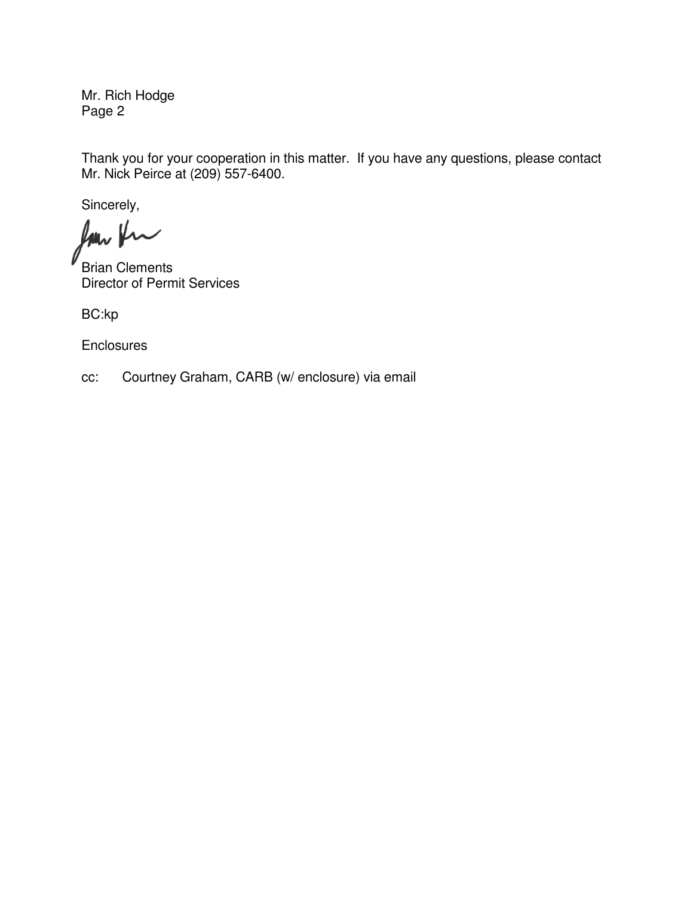Mr. Rich Hodge
Page 2

Thank you for your cooperation in this matter. If you have any questions, please contact Mr. Nick Peirce at (209) 557-6400.

Sincerely,

Brian Clements
Director of Permit Services

BC:kp

Enclosures

cc: Courtney Graham, CARB (w/ enclosure) via email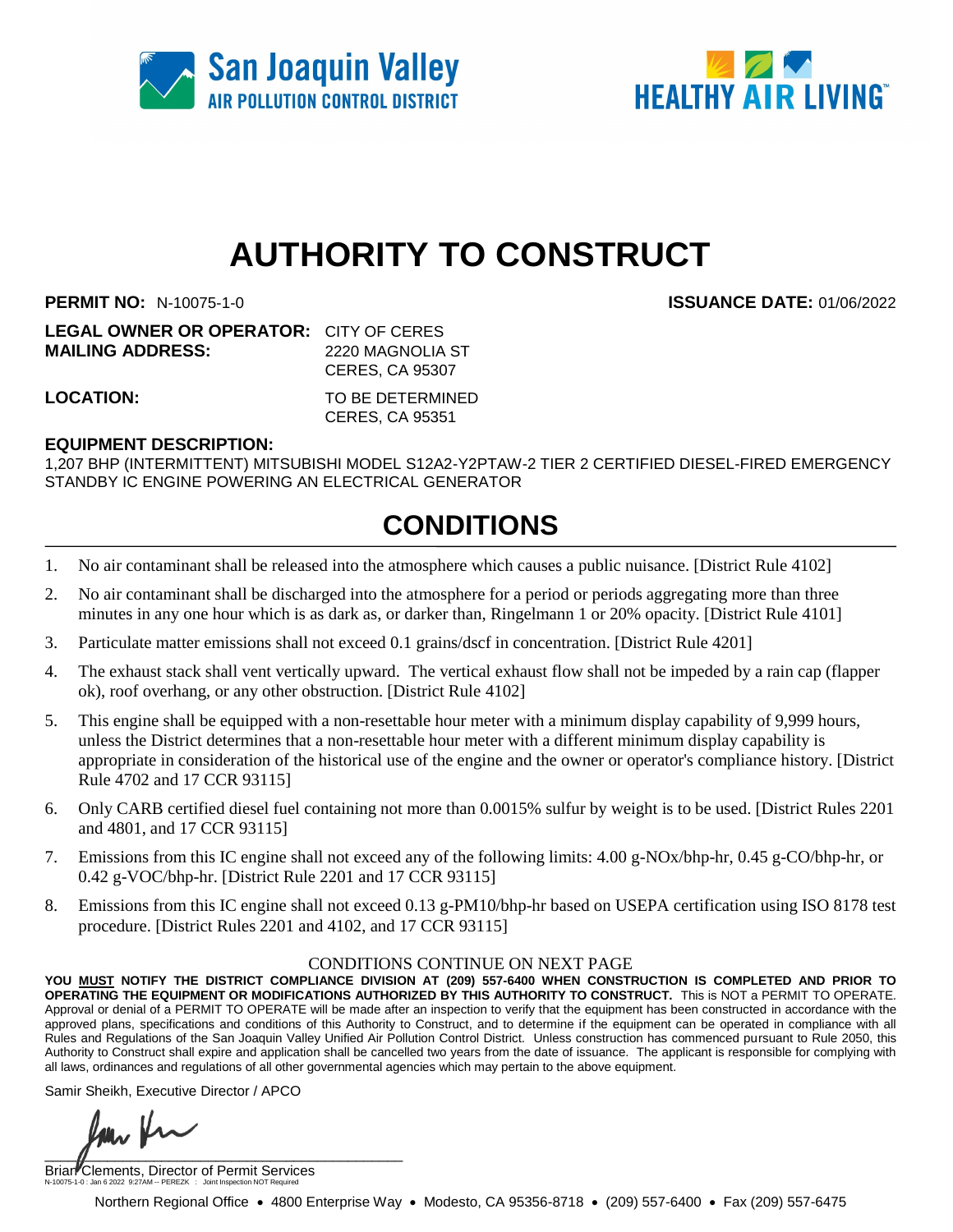San Joaquin Valley
AIR POLLUTION CONTROL DISTRICT

HEALTHY AIR LIVING™

# AUTHORITY TO CONSTRUCT

**PERMIT NO:** N-10075-1-0 **ISSUANCE DATE:** 01/06/2022

**LEGAL OWNER OR OPERATOR:** CITY OF CERES
**MAILING ADDRESS:** 2220 MAGNOLIA ST
CERES, CA 95307

**LOCATION:** TO BE DETERMINED
CERES, CA 95351

**EQUIPMENT DESCRIPTION:**
1,207 BHP (INTERMITTENT) MITSUBISHI MODEL S12A2-Y2PTAW-2 TIER 2 CERTIFIED DIESEL-FIRED EMERGENCY STANDBY IC ENGINE POWERING AN ELECTRICAL GENERATOR

## CONDITIONS

1. No air contaminant shall be released into the atmosphere which causes a public nuisance. [District Rule 4102]
2. No air contaminant shall be discharged into the atmosphere for a period or periods aggregating more than three minutes in any one hour which is as dark as, or darker than, Ringelmann 1 or 20% opacity. [District Rule 4101]
3. Particulate matter emissions shall not exceed 0.1 grains/dscf in concentration. [District Rule 4201]
4. The exhaust stack shall vent vertically upward. The vertical exhaust flow shall not be impeded by a rain cap (flapper ok), roof overhang, or any other obstruction. [District Rule 4102]
5. This engine shall be equipped with a non-resettable hour meter with a minimum display capability of 9,999 hours, unless the District determines that a non-resettable hour meter with a different minimum display capability is appropriate in consideration of the historical use of the engine and the owner or operator's compliance history. [District Rule 4702 and 17 CCR 93115]
6. Only CARB certified diesel fuel containing not more than 0.0015% sulfur by weight is to be used. [District Rules 2201 and 4801, and 17 CCR 93115]
7. Emissions from this IC engine shall not exceed any of the following limits: 4.00 g-NOx/bhp-hr, 0.45 g-CO/bhp-hr, or 0.42 g-VOC/bhp-hr. [District Rule 2201 and 17 CCR 93115]
8. Emissions from this IC engine shall not exceed 0.13 g-PM10/bhp-hr based on USEPA certification using ISO 8178 test procedure. [District Rules 2201 and 4102, and 17 CCR 93115]

CONDITIONS CONTINUE ON NEXT PAGE

**YOU MUST NOTIFY THE DISTRICT COMPLIANCE DIVISION AT (209) 557-6400 WHEN CONSTRUCTION IS COMPLETED AND PRIOR TO OPERATING THE EQUIPMENT OR MODIFICATIONS AUTHORIZED BY THIS AUTHORITY TO CONSTRUCT.** This is NOT a PERMIT TO OPERATE. Approval or denial of a PERMIT TO OPERATE will be made after an inspection to verify that the equipment has been constructed in accordance with the approved plans, specifications and conditions of this Authority to Construct, and to determine if the equipment can be operated in compliance with all Rules and Regulations of the San Joaquin Valley Unified Air Pollution Control District. Unless construction has commenced pursuant to Rule 2050, this Authority to Construct shall expire and application shall be cancelled two years from the date of issuance. The applicant is responsible for complying with all laws, ordinances and regulations of all other governmental agencies which may pertain to the above equipment.

Samir Sheikh, Executive Director / APCO

Brian Clements, Director of Permit Services

N-10075-1-0 : Jan 6 2022 9:27AM -- PEREZK : Joint Inspection NOT Required

Northern Regional Office • 4800 Enterprise Way • Modesto, CA 95356-8718 • (209) 557-6400 • Fax (209) 557-6475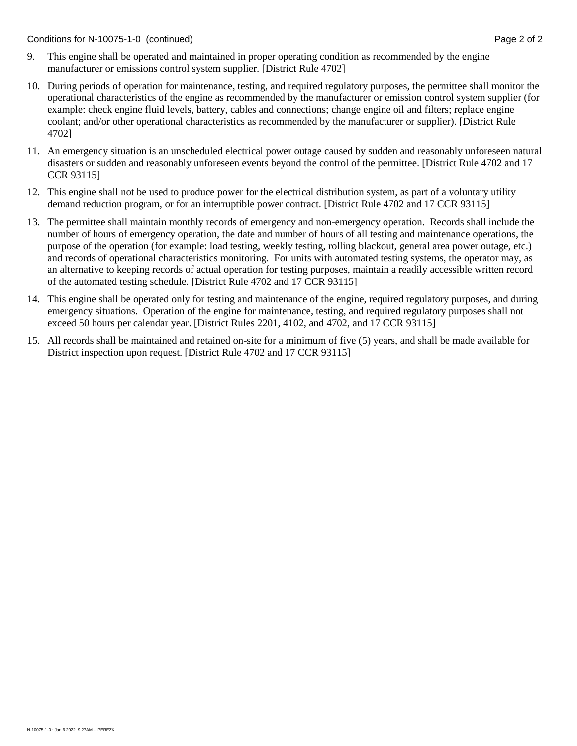9. This engine shall be operated and maintained in proper operating condition as recommended by the engine manufacturer or emissions control system supplier. [District Rule 4702]

10. During periods of operation for maintenance, testing, and required regulatory purposes, the permittee shall monitor the operational characteristics of the engine as recommended by the manufacturer or emission control system supplier (for example: check engine fluid levels, battery, cables and connections; change engine oil and filters; replace engine coolant; and/or other operational characteristics as recommended by the manufacturer or supplier). [District Rule 4702]

11. An emergency situation is an unscheduled electrical power outage caused by sudden and reasonably unforeseen natural disasters or sudden and reasonably unforeseen events beyond the control of the permittee. [District Rule 4702 and 17 CCR 93115]

12. This engine shall not be used to produce power for the electrical distribution system, as part of a voluntary utility demand reduction program, or for an interruptible power contract. [District Rule 4702 and 17 CCR 93115]

13. The permittee shall maintain monthly records of emergency and non-emergency operation. Records shall include the number of hours of emergency operation, the date and number of hours of all testing and maintenance operations, the purpose of the operation (for example: load testing, weekly testing, rolling blackout, general area power outage, etc.) and records of operational characteristics monitoring. For units with automated testing systems, the operator may, as an alternative to keeping records of actual operation for testing purposes, maintain a readily accessible written record of the automated testing schedule. [District Rule 4702 and 17 CCR 93115]

14. This engine shall be operated only for testing and maintenance of the engine, required regulatory purposes, and during emergency situations. Operation of the engine for maintenance, testing, and required regulatory purposes shall not exceed 50 hours per calendar year. [District Rules 2201, 4102, and 4702, and 17 CCR 93115]

15. All records shall be maintained and retained on-site for a minimum of five (5) years, and shall be made available for District inspection upon request. [District Rule 4702 and 17 CCR 93115]